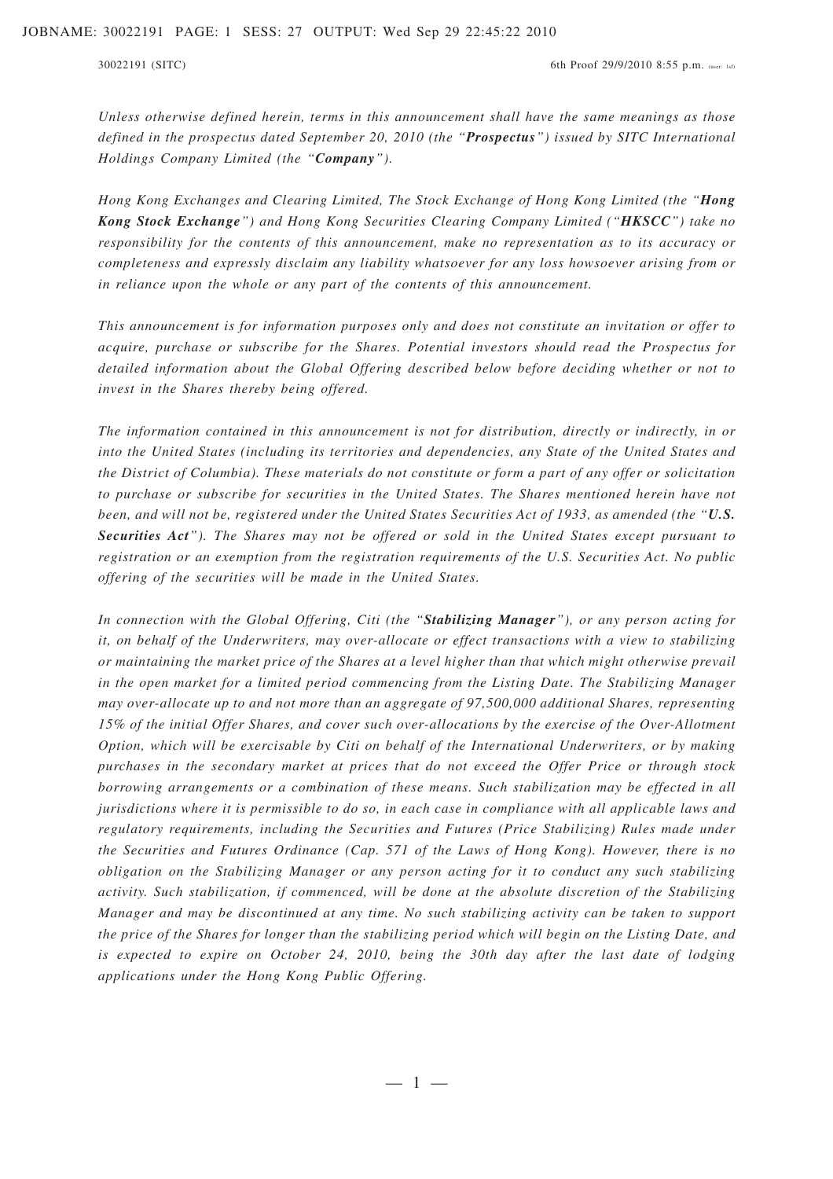*Unless otherwise defined herein, terms in this announcement shall have the same meanings as those defined in the prospectus dated September 20, 2010 (the "**Prospectus**") issued by SITC International Holdings Company Limited (the "**Company**").*

*Hong Kong Exchanges and Clearing Limited, The Stock Exchange of Hong Kong Limited (the "**Hong Kong Stock Exchange**") and Hong Kong Securities Clearing Company Limited ("**HKSCC**") take no responsibility for the contents of this announcement, make no representation as to its accuracy or completeness and expressly disclaim any liability whatsoever for any loss howsoever arising from or in reliance upon the whole or any part of the contents of this announcement.*

*This announcement is for information purposes only and does not constitute an invitation or offer to acquire, purchase or subscribe for the Shares. Potential investors should read the Prospectus for detailed information about the Global Offering described below before deciding whether or not to invest in the Shares thereby being offered.*

*The information contained in this announcement is not for distribution, directly or indirectly, in or into the United States (including its territories and dependencies, any State of the United States and the District of Columbia). These materials do not constitute or form a part of any offer or solicitation to purchase or subscribe for securities in the United States. The Shares mentioned herein have not been, and will not be, registered under the United States Securities Act of 1933, as amended (the "**U.S. Securities Act**"). The Shares may not be offered or sold in the United States except pursuant to registration or an exemption from the registration requirements of the U.S. Securities Act. No public offering of the securities will be made in the United States.*

*In connection with the Global Offering, Citi (the "**Stabilizing Manager**"), or any person acting for it, on behalf of the Underwriters, may over-allocate or effect transactions with a view to stabilizing or maintaining the market price of the Shares at a level higher than that which might otherwise prevail in the open market for a limited period commencing from the Listing Date. The Stabilizing Manager may over-allocate up to and not more than an aggregate of 97,500,000 additional Shares, representing 15% of the initial Offer Shares, and cover such over-allocations by the exercise of the Over-Allotment Option, which will be exercisable by Citi on behalf of the International Underwriters, or by making purchases in the secondary market at prices that do not exceed the Offer Price or through stock borrowing arrangements or a combination of these means. Such stabilization may be effected in all jurisdictions where it is permissible to do so, in each case in compliance with all applicable laws and regulatory requirements, including the Securities and Futures (Price Stabilizing) Rules made under the Securities and Futures Ordinance (Cap. 571 of the Laws of Hong Kong). However, there is no obligation on the Stabilizing Manager or any person acting for it to conduct any such stabilizing activity. Such stabilization, if commenced, will be done at the absolute discretion of the Stabilizing Manager and may be discontinued at any time. No such stabilizing activity can be taken to support the price of the Shares for longer than the stabilizing period which will begin on the Listing Date, and is expected to expire on October 24, 2010, being the 30th day after the last date of lodging applications under the Hong Kong Public Offering.*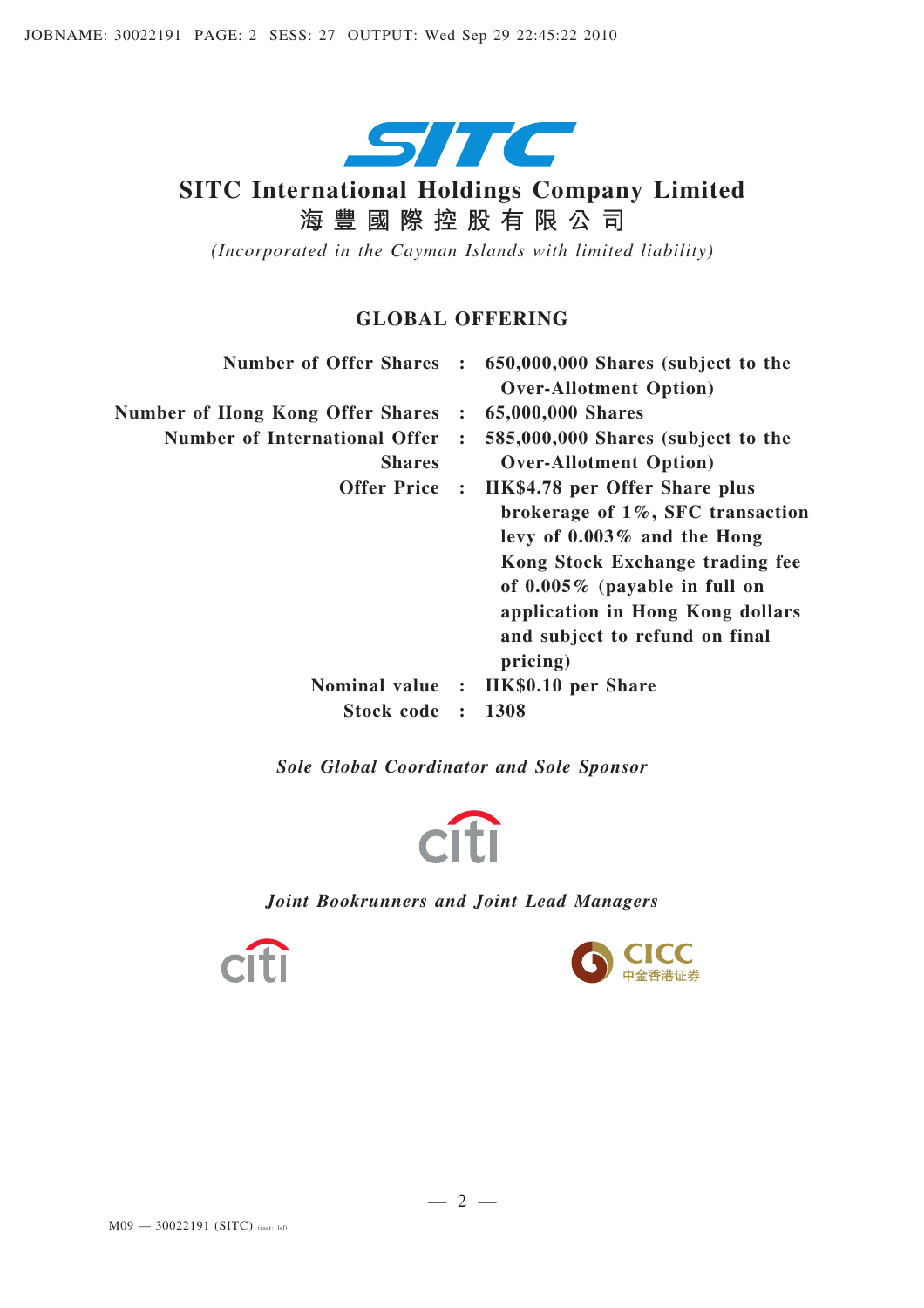# SITC International Holdings Company Limited

# 海豐國際控股有限公司

*(Incorporated in the Cayman Islands with limited liability)*

## GLOBAL OFFERING

| | | |
|---|---|---|
| **Number of Offer Shares** | **:** | **650,000,000 Shares (subject to the Over-Allotment Option)** |
| **Number of Hong Kong Offer Shares** | **:** | **65,000,000 Shares** |
| **Number of International Offer Shares** | **:** | **585,000,000 Shares (subject to the Over-Allotment Option)** |
| **Offer Price** | **:** | **HK$4.78 per Offer Share plus brokerage of 1%, SFC transaction levy of 0.003% and the Hong Kong Stock Exchange trading fee of 0.005% (payable in full on application in Hong Kong dollars and subject to refund on final pricing)** |
| **Nominal value** | **:** | **HK$0.10 per Share** |
| **Stock code** | **:** | **1308** |

***Sole Global Coordinator and Sole Sponsor***

citi

***Joint Bookrunners and Joint Lead Managers***

citi

CICC 中金香港证券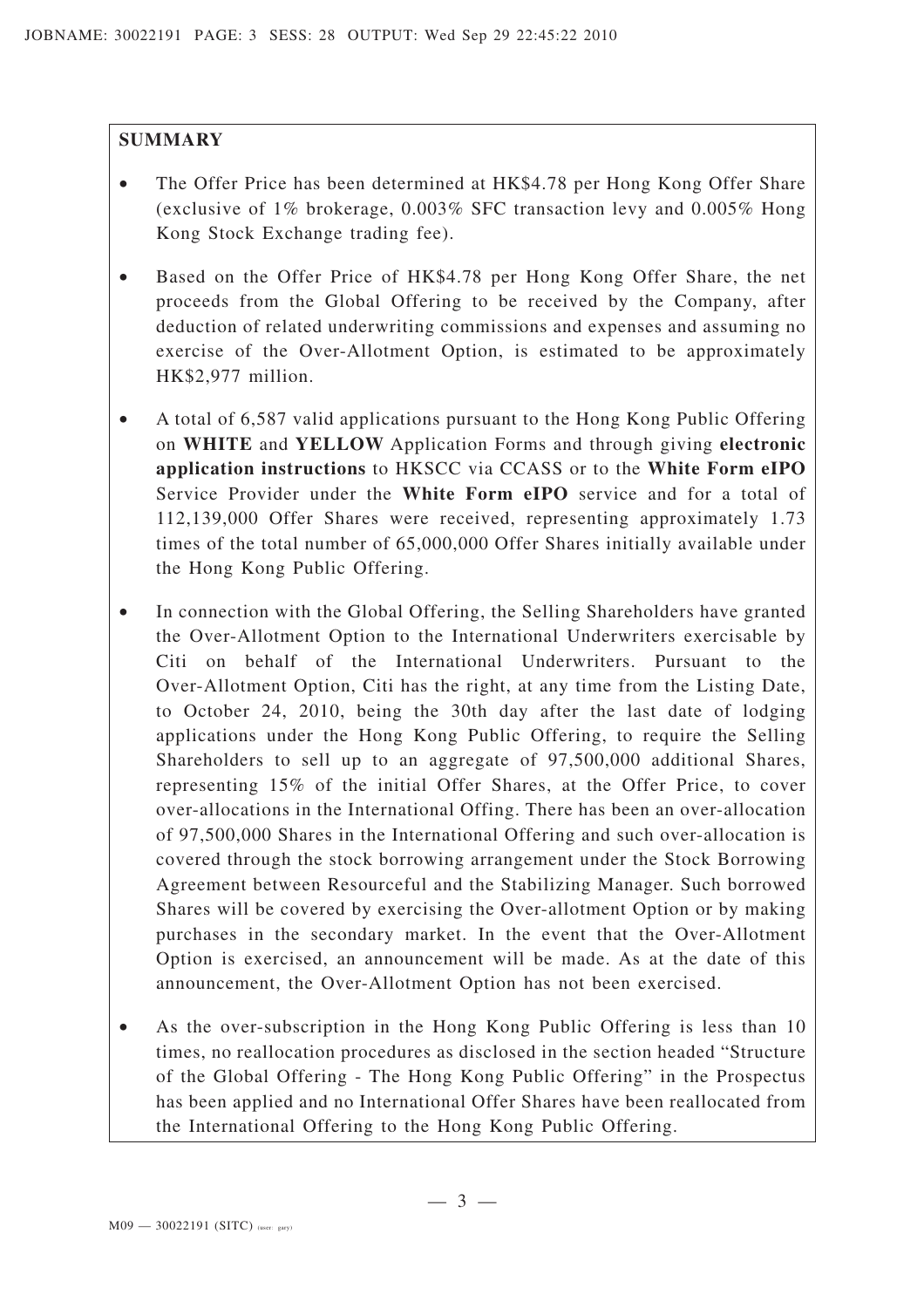## SUMMARY

- The Offer Price has been determined at HK$4.78 per Hong Kong Offer Share (exclusive of 1% brokerage, 0.003% SFC transaction levy and 0.005% Hong Kong Stock Exchange trading fee).
- Based on the Offer Price of HK$4.78 per Hong Kong Offer Share, the net proceeds from the Global Offering to be received by the Company, after deduction of related underwriting commissions and expenses and assuming no exercise of the Over-Allotment Option, is estimated to be approximately HK$2,977 million.
- A total of 6,587 valid applications pursuant to the Hong Kong Public Offering on **WHITE** and **YELLOW** Application Forms and through giving **electronic application instructions** to HKSCC via CCASS or to the **White Form eIPO** Service Provider under the **White Form eIPO** service and for a total of 112,139,000 Offer Shares were received, representing approximately 1.73 times of the total number of 65,000,000 Offer Shares initially available under the Hong Kong Public Offering.
- In connection with the Global Offering, the Selling Shareholders have granted the Over-Allotment Option to the International Underwriters exercisable by Citi on behalf of the International Underwriters. Pursuant to the Over-Allotment Option, Citi has the right, at any time from the Listing Date, to October 24, 2010, being the 30th day after the last date of lodging applications under the Hong Kong Public Offering, to require the Selling Shareholders to sell up to an aggregate of 97,500,000 additional Shares, representing 15% of the initial Offer Shares, at the Offer Price, to cover over-allocations in the International Offing. There has been an over-allocation of 97,500,000 Shares in the International Offering and such over-allocation is covered through the stock borrowing arrangement under the Stock Borrowing Agreement between Resourceful and the Stabilizing Manager. Such borrowed Shares will be covered by exercising the Over-allotment Option or by making purchases in the secondary market. In the event that the Over-Allotment Option is exercised, an announcement will be made. As at the date of this announcement, the Over-Allotment Option has not been exercised.
- As the over-subscription in the Hong Kong Public Offering is less than 10 times, no reallocation procedures as disclosed in the section headed "Structure of the Global Offering - The Hong Kong Public Offering" in the Prospectus has been applied and no International Offer Shares have been reallocated from the International Offering to the Hong Kong Public Offering.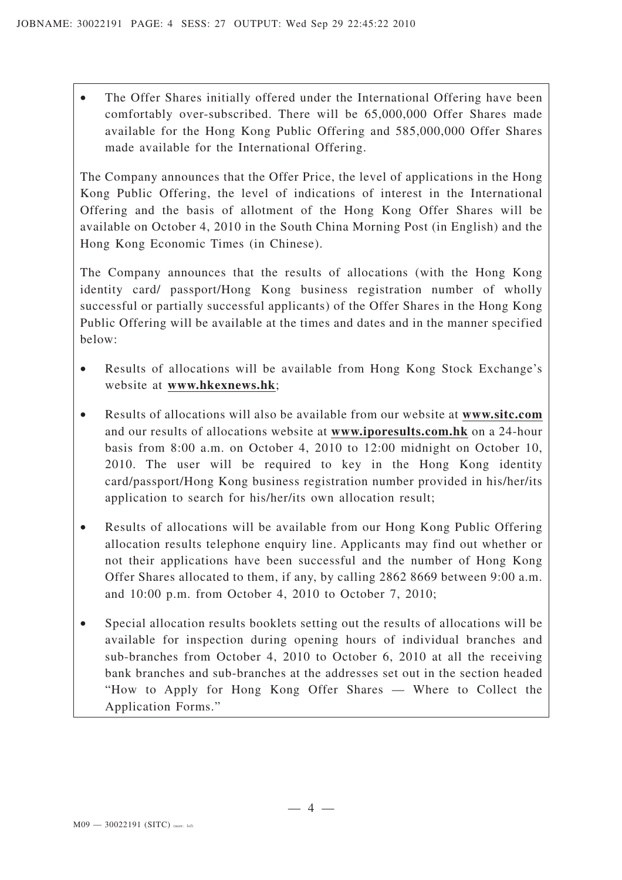- The Offer Shares initially offered under the International Offering have been comfortably over-subscribed. There will be 65,000,000 Offer Shares made available for the Hong Kong Public Offering and 585,000,000 Offer Shares made available for the International Offering.

The Company announces that the Offer Price, the level of applications in the Hong Kong Public Offering, the level of indications of interest in the International Offering and the basis of allotment of the Hong Kong Offer Shares will be available on October 4, 2010 in the South China Morning Post (in English) and the Hong Kong Economic Times (in Chinese).

The Company announces that the results of allocations (with the Hong Kong identity card/ passport/Hong Kong business registration number of wholly successful or partially successful applicants) of the Offer Shares in the Hong Kong Public Offering will be available at the times and dates and in the manner specified below:

- Results of allocations will be available from Hong Kong Stock Exchange's website at **www.hkexnews.hk**;
- Results of allocations will also be available from our website at **www.sitc.com** and our results of allocations website at **www.iporesults.com.hk** on a 24-hour basis from 8:00 a.m. on October 4, 2010 to 12:00 midnight on October 10, 2010. The user will be required to key in the Hong Kong identity card/passport/Hong Kong business registration number provided in his/her/its application to search for his/her/its own allocation result;
- Results of allocations will be available from our Hong Kong Public Offering allocation results telephone enquiry line. Applicants may find out whether or not their applications have been successful and the number of Hong Kong Offer Shares allocated to them, if any, by calling 2862 8669 between 9:00 a.m. and 10:00 p.m. from October 4, 2010 to October 7, 2010;
- Special allocation results booklets setting out the results of allocations will be available for inspection during opening hours of individual branches and sub-branches from October 4, 2010 to October 6, 2010 at all the receiving bank branches and sub-branches at the addresses set out in the section headed "How to Apply for Hong Kong Offer Shares — Where to Collect the Application Forms."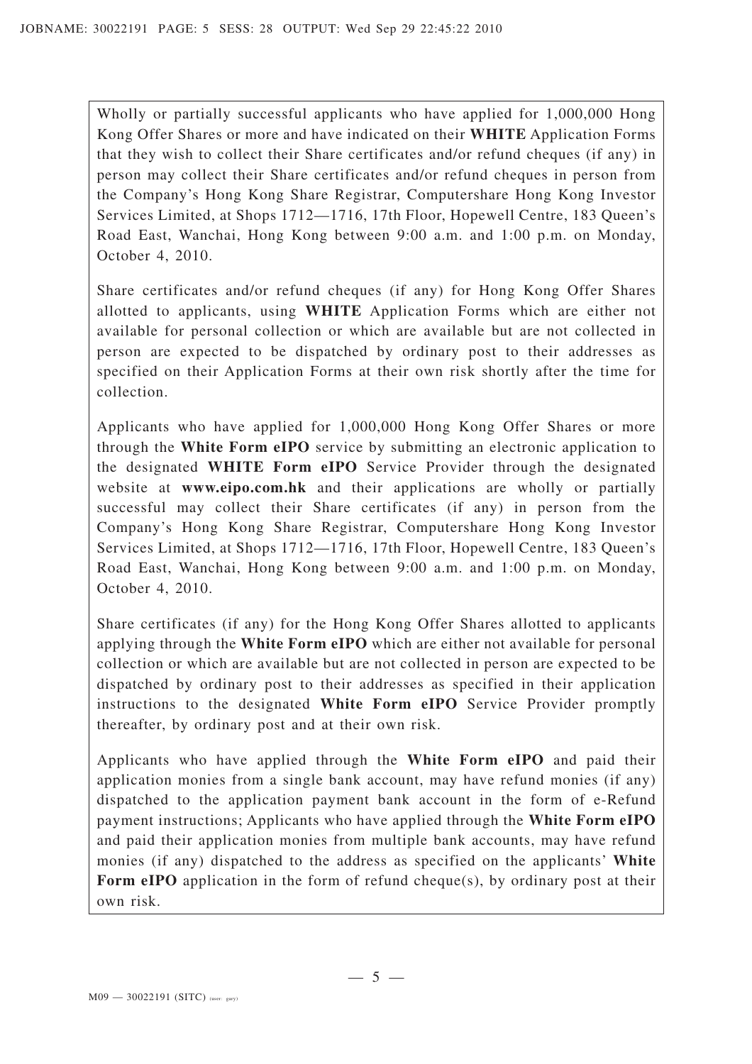Wholly or partially successful applicants who have applied for 1,000,000 Hong Kong Offer Shares or more and have indicated on their **WHITE** Application Forms that they wish to collect their Share certificates and/or refund cheques (if any) in person may collect their Share certificates and/or refund cheques in person from the Company's Hong Kong Share Registrar, Computershare Hong Kong Investor Services Limited, at Shops 1712—1716, 17th Floor, Hopewell Centre, 183 Queen's Road East, Wanchai, Hong Kong between 9:00 a.m. and 1:00 p.m. on Monday, October 4, 2010.

Share certificates and/or refund cheques (if any) for Hong Kong Offer Shares allotted to applicants, using **WHITE** Application Forms which are either not available for personal collection or which are available but are not collected in person are expected to be dispatched by ordinary post to their addresses as specified on their Application Forms at their own risk shortly after the time for collection.

Applicants who have applied for 1,000,000 Hong Kong Offer Shares or more through the **White Form eIPO** service by submitting an electronic application to the designated **WHITE Form eIPO** Service Provider through the designated website at **www.eipo.com.hk** and their applications are wholly or partially successful may collect their Share certificates (if any) in person from the Company's Hong Kong Share Registrar, Computershare Hong Kong Investor Services Limited, at Shops 1712—1716, 17th Floor, Hopewell Centre, 183 Queen's Road East, Wanchai, Hong Kong between 9:00 a.m. and 1:00 p.m. on Monday, October 4, 2010.

Share certificates (if any) for the Hong Kong Offer Shares allotted to applicants applying through the **White Form eIPO** which are either not available for personal collection or which are available but are not collected in person are expected to be dispatched by ordinary post to their addresses as specified in their application instructions to the designated **White Form eIPO** Service Provider promptly thereafter, by ordinary post and at their own risk.

Applicants who have applied through the **White Form eIPO** and paid their application monies from a single bank account, may have refund monies (if any) dispatched to the application payment bank account in the form of e-Refund payment instructions; Applicants who have applied through the **White Form eIPO** and paid their application monies from multiple bank accounts, may have refund monies (if any) dispatched to the address as specified on the applicants' **White Form eIPO** application in the form of refund cheque(s), by ordinary post at their own risk.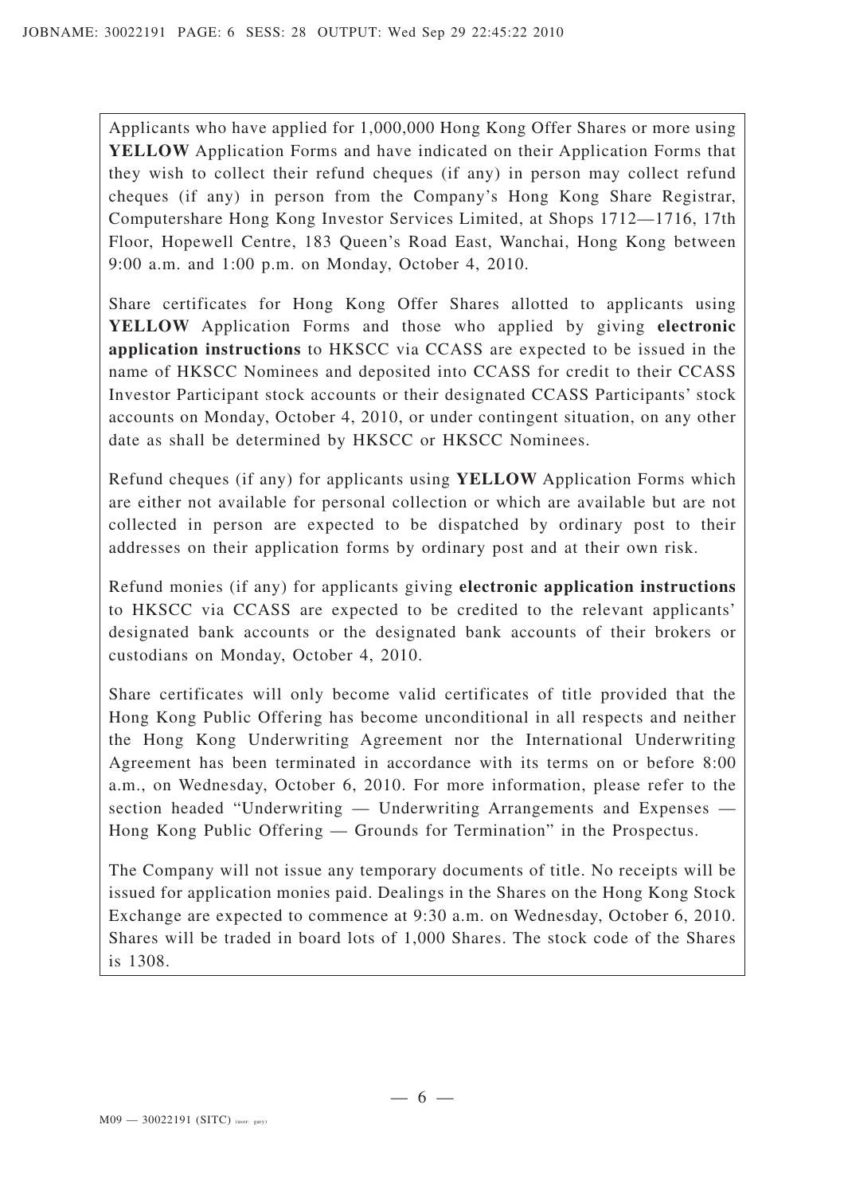Applicants who have applied for 1,000,000 Hong Kong Offer Shares or more using **YELLOW** Application Forms and have indicated on their Application Forms that they wish to collect their refund cheques (if any) in person may collect refund cheques (if any) in person from the Company's Hong Kong Share Registrar, Computershare Hong Kong Investor Services Limited, at Shops 1712—1716, 17th Floor, Hopewell Centre, 183 Queen's Road East, Wanchai, Hong Kong between 9:00 a.m. and 1:00 p.m. on Monday, October 4, 2010.

Share certificates for Hong Kong Offer Shares allotted to applicants using **YELLOW** Application Forms and those who applied by giving **electronic application instructions** to HKSCC via CCASS are expected to be issued in the name of HKSCC Nominees and deposited into CCASS for credit to their CCASS Investor Participant stock accounts or their designated CCASS Participants' stock accounts on Monday, October 4, 2010, or under contingent situation, on any other date as shall be determined by HKSCC or HKSCC Nominees.

Refund cheques (if any) for applicants using **YELLOW** Application Forms which are either not available for personal collection or which are available but are not collected in person are expected to be dispatched by ordinary post to their addresses on their application forms by ordinary post and at their own risk.

Refund monies (if any) for applicants giving **electronic application instructions** to HKSCC via CCASS are expected to be credited to the relevant applicants' designated bank accounts or the designated bank accounts of their brokers or custodians on Monday, October 4, 2010.

Share certificates will only become valid certificates of title provided that the Hong Kong Public Offering has become unconditional in all respects and neither the Hong Kong Underwriting Agreement nor the International Underwriting Agreement has been terminated in accordance with its terms on or before 8:00 a.m., on Wednesday, October 6, 2010. For more information, please refer to the section headed "Underwriting — Underwriting Arrangements and Expenses — Hong Kong Public Offering — Grounds for Termination" in the Prospectus.

The Company will not issue any temporary documents of title. No receipts will be issued for application monies paid. Dealings in the Shares on the Hong Kong Stock Exchange are expected to commence at 9:30 a.m. on Wednesday, October 6, 2010. Shares will be traded in board lots of 1,000 Shares. The stock code of the Shares is 1308.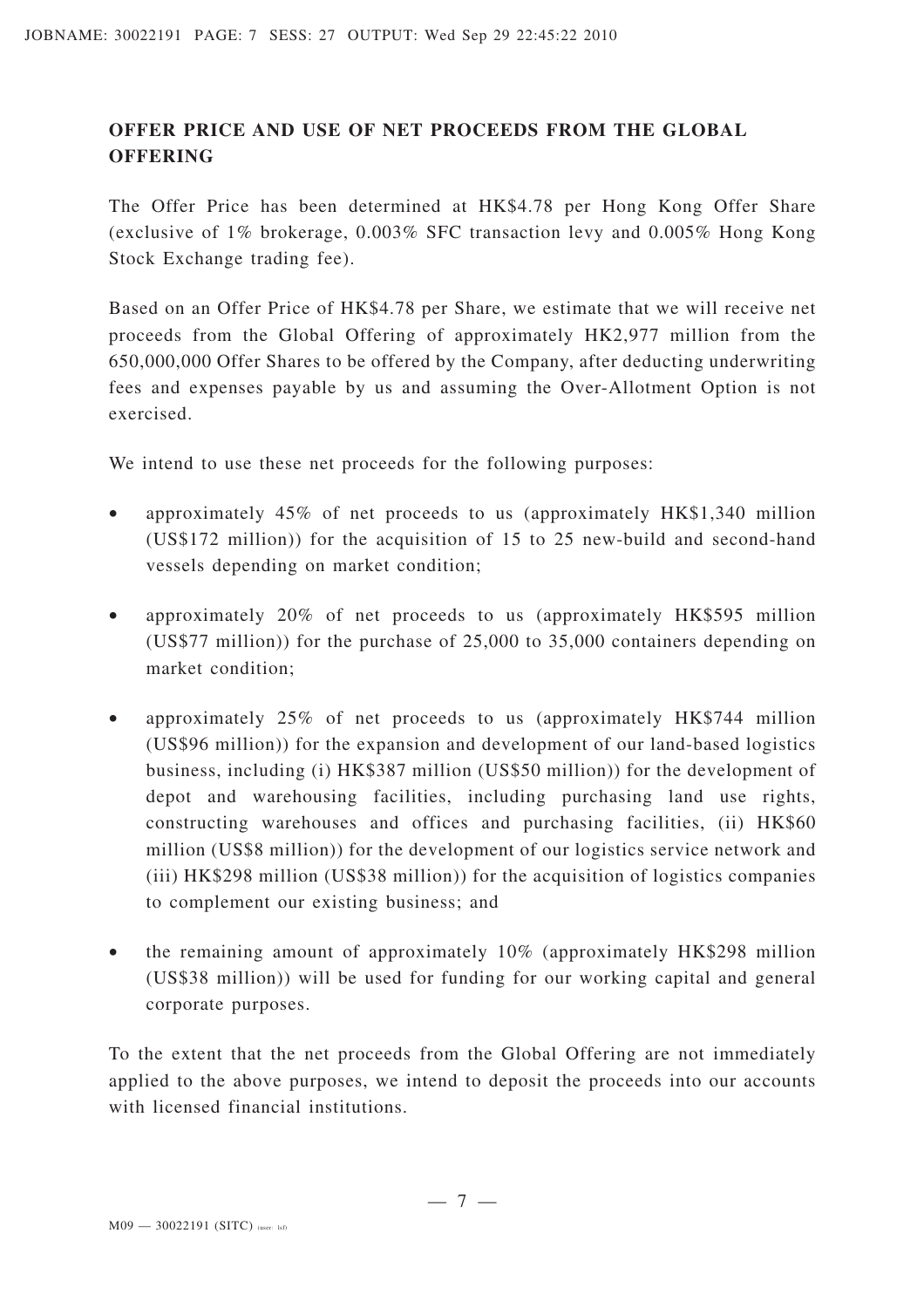## OFFER PRICE AND USE OF NET PROCEEDS FROM THE GLOBAL OFFERING

The Offer Price has been determined at HK$4.78 per Hong Kong Offer Share (exclusive of 1% brokerage, 0.003% SFC transaction levy and 0.005% Hong Kong Stock Exchange trading fee).

Based on an Offer Price of HK$4.78 per Share, we estimate that we will receive net proceeds from the Global Offering of approximately HK2,977 million from the 650,000,000 Offer Shares to be offered by the Company, after deducting underwriting fees and expenses payable by us and assuming the Over-Allotment Option is not exercised.

We intend to use these net proceeds for the following purposes:

- approximately 45% of net proceeds to us (approximately HK$1,340 million (US$172 million)) for the acquisition of 15 to 25 new-build and second-hand vessels depending on market condition;
- approximately 20% of net proceeds to us (approximately HK$595 million (US$77 million)) for the purchase of 25,000 to 35,000 containers depending on market condition;
- approximately 25% of net proceeds to us (approximately HK$744 million (US$96 million)) for the expansion and development of our land-based logistics business, including (i) HK$387 million (US$50 million)) for the development of depot and warehousing facilities, including purchasing land use rights, constructing warehouses and offices and purchasing facilities, (ii) HK$60 million (US$8 million)) for the development of our logistics service network and (iii) HK$298 million (US$38 million)) for the acquisition of logistics companies to complement our existing business; and
- the remaining amount of approximately 10% (approximately HK$298 million (US$38 million)) will be used for funding for our working capital and general corporate purposes.

To the extent that the net proceeds from the Global Offering are not immediately applied to the above purposes, we intend to deposit the proceeds into our accounts with licensed financial institutions.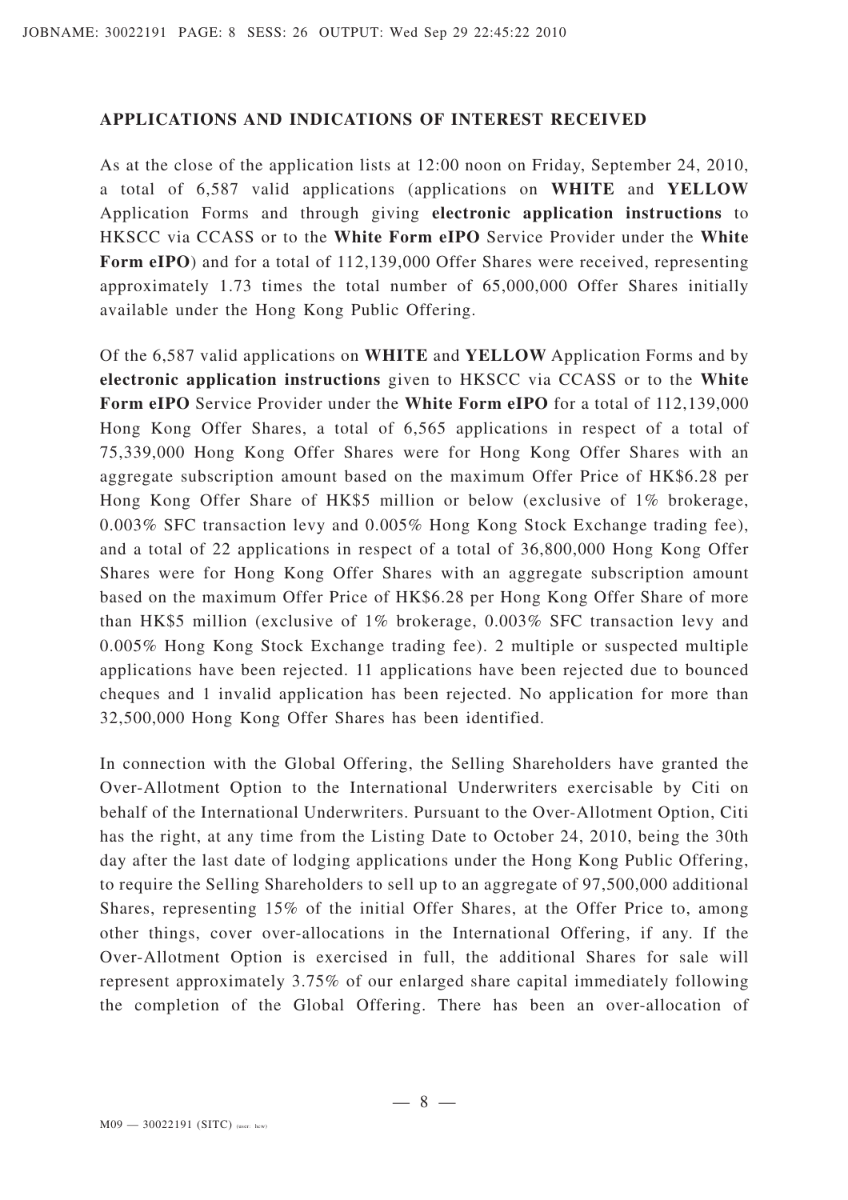## APPLICATIONS AND INDICATIONS OF INTEREST RECEIVED

As at the close of the application lists at 12:00 noon on Friday, September 24, 2010, a total of 6,587 valid applications (applications on **WHITE** and **YELLOW** Application Forms and through giving **electronic application instructions** to HKSCC via CCASS or to the **White Form eIPO** Service Provider under the **White Form eIPO**) and for a total of 112,139,000 Offer Shares were received, representing approximately 1.73 times the total number of 65,000,000 Offer Shares initially available under the Hong Kong Public Offering.

Of the 6,587 valid applications on **WHITE** and **YELLOW** Application Forms and by **electronic application instructions** given to HKSCC via CCASS or to the **White Form eIPO** Service Provider under the **White Form eIPO** for a total of 112,139,000 Hong Kong Offer Shares, a total of 6,565 applications in respect of a total of 75,339,000 Hong Kong Offer Shares were for Hong Kong Offer Shares with an aggregate subscription amount based on the maximum Offer Price of HK$6.28 per Hong Kong Offer Share of HK$5 million or below (exclusive of 1% brokerage, 0.003% SFC transaction levy and 0.005% Hong Kong Stock Exchange trading fee), and a total of 22 applications in respect of a total of 36,800,000 Hong Kong Offer Shares were for Hong Kong Offer Shares with an aggregate subscription amount based on the maximum Offer Price of HK$6.28 per Hong Kong Offer Share of more than HK$5 million (exclusive of 1% brokerage, 0.003% SFC transaction levy and 0.005% Hong Kong Stock Exchange trading fee). 2 multiple or suspected multiple applications have been rejected. 11 applications have been rejected due to bounced cheques and 1 invalid application has been rejected. No application for more than 32,500,000 Hong Kong Offer Shares has been identified.

In connection with the Global Offering, the Selling Shareholders have granted the Over-Allotment Option to the International Underwriters exercisable by Citi on behalf of the International Underwriters. Pursuant to the Over-Allotment Option, Citi has the right, at any time from the Listing Date to October 24, 2010, being the 30th day after the last date of lodging applications under the Hong Kong Public Offering, to require the Selling Shareholders to sell up to an aggregate of 97,500,000 additional Shares, representing 15% of the initial Offer Shares, at the Offer Price to, among other things, cover over-allocations in the International Offering, if any. If the Over-Allotment Option is exercised in full, the additional Shares for sale will represent approximately 3.75% of our enlarged share capital immediately following the completion of the Global Offering. There has been an over-allocation of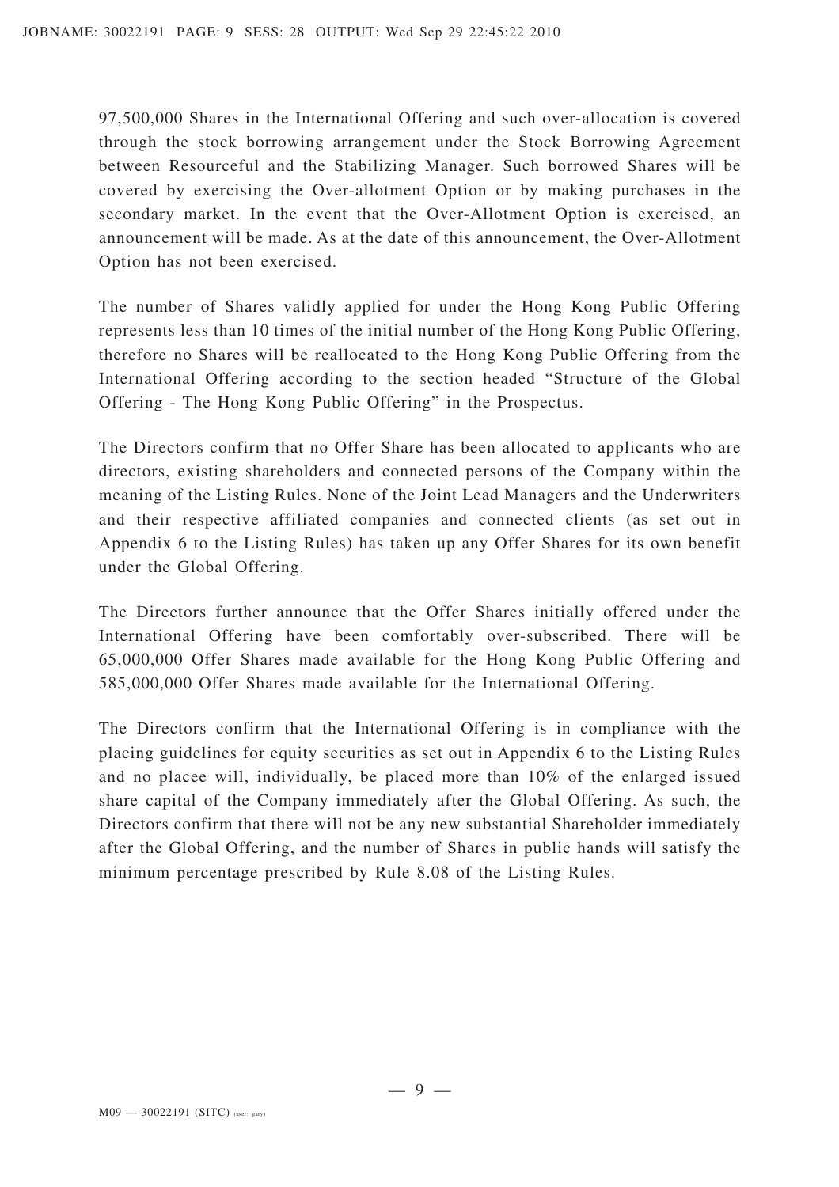97,500,000 Shares in the International Offering and such over-allocation is covered through the stock borrowing arrangement under the Stock Borrowing Agreement between Resourceful and the Stabilizing Manager. Such borrowed Shares will be covered by exercising the Over-allotment Option or by making purchases in the secondary market. In the event that the Over-Allotment Option is exercised, an announcement will be made. As at the date of this announcement, the Over-Allotment Option has not been exercised.

The number of Shares validly applied for under the Hong Kong Public Offering represents less than 10 times of the initial number of the Hong Kong Public Offering, therefore no Shares will be reallocated to the Hong Kong Public Offering from the International Offering according to the section headed "Structure of the Global Offering - The Hong Kong Public Offering" in the Prospectus.

The Directors confirm that no Offer Share has been allocated to applicants who are directors, existing shareholders and connected persons of the Company within the meaning of the Listing Rules. None of the Joint Lead Managers and the Underwriters and their respective affiliated companies and connected clients (as set out in Appendix 6 to the Listing Rules) has taken up any Offer Shares for its own benefit under the Global Offering.

The Directors further announce that the Offer Shares initially offered under the International Offering have been comfortably over-subscribed. There will be 65,000,000 Offer Shares made available for the Hong Kong Public Offering and 585,000,000 Offer Shares made available for the International Offering.

The Directors confirm that the International Offering is in compliance with the placing guidelines for equity securities as set out in Appendix 6 to the Listing Rules and no placee will, individually, be placed more than 10% of the enlarged issued share capital of the Company immediately after the Global Offering. As such, the Directors confirm that there will not be any new substantial Shareholder immediately after the Global Offering, and the number of Shares in public hands will satisfy the minimum percentage prescribed by Rule 8.08 of the Listing Rules.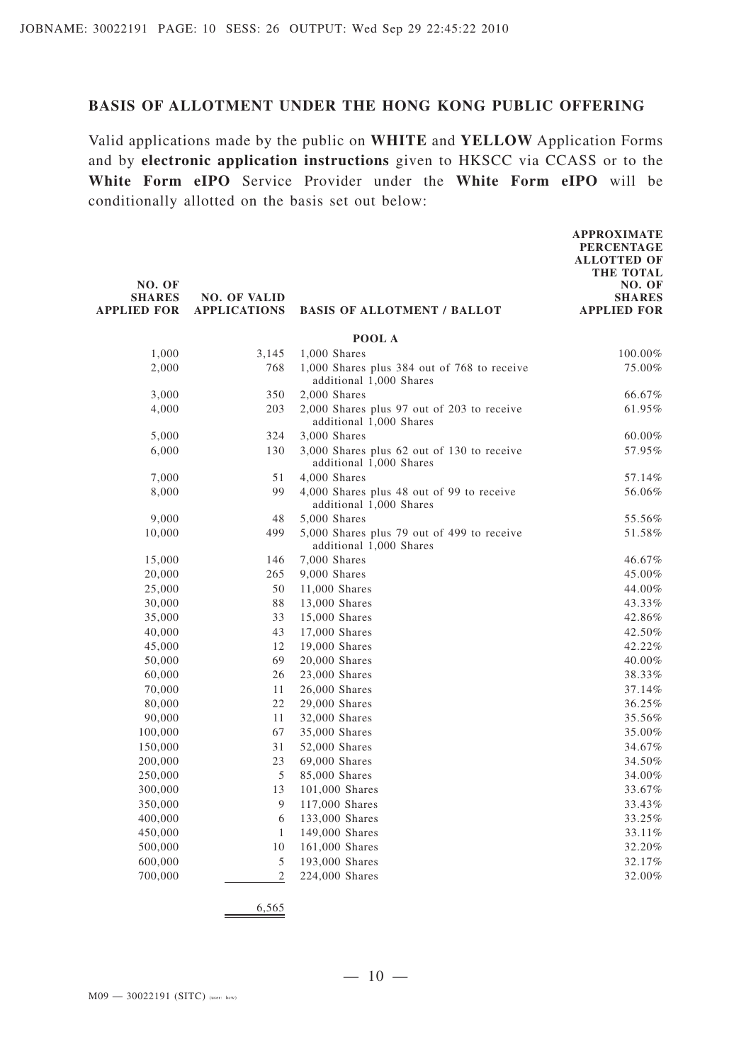## BASIS OF ALLOTMENT UNDER THE HONG KONG PUBLIC OFFERING

Valid applications made by the public on **WHITE** and **YELLOW** Application Forms and by **electronic application instructions** given to HKSCC via CCASS or to the **White Form eIPO** Service Provider under the **White Form eIPO** will be conditionally allotted on the basis set out below:

| NO. OF SHARES APPLIED FOR | NO. OF VALID APPLICATIONS | BASIS OF ALLOTMENT / BALLOT | APPROXIMATE PERCENTAGE ALLOTTED OF THE TOTAL NO. OF SHARES APPLIED FOR |
|---|---|---|---|
| | | **POOL A** | |
| 1,000 | 3,145 | 1,000 Shares | 100.00% |
| 2,000 | 768 | 1,000 Shares plus 384 out of 768 to receive additional 1,000 Shares | 75.00% |
| 3,000 | 350 | 2,000 Shares | 66.67% |
| 4,000 | 203 | 2,000 Shares plus 97 out of 203 to receive additional 1,000 Shares | 61.95% |
| 5,000 | 324 | 3,000 Shares | 60.00% |
| 6,000 | 130 | 3,000 Shares plus 62 out of 130 to receive additional 1,000 Shares | 57.95% |
| 7,000 | 51 | 4,000 Shares | 57.14% |
| 8,000 | 99 | 4,000 Shares plus 48 out of 99 to receive additional 1,000 Shares | 56.06% |
| 9,000 | 48 | 5,000 Shares | 55.56% |
| 10,000 | 499 | 5,000 Shares plus 79 out of 499 to receive additional 1,000 Shares | 51.58% |
| 15,000 | 146 | 7,000 Shares | 46.67% |
| 20,000 | 265 | 9,000 Shares | 45.00% |
| 25,000 | 50 | 11,000 Shares | 44.00% |
| 30,000 | 88 | 13,000 Shares | 43.33% |
| 35,000 | 33 | 15,000 Shares | 42.86% |
| 40,000 | 43 | 17,000 Shares | 42.50% |
| 45,000 | 12 | 19,000 Shares | 42.22% |
| 50,000 | 69 | 20,000 Shares | 40.00% |
| 60,000 | 26 | 23,000 Shares | 38.33% |
| 70,000 | 11 | 26,000 Shares | 37.14% |
| 80,000 | 22 | 29,000 Shares | 36.25% |
| 90,000 | 11 | 32,000 Shares | 35.56% |
| 100,000 | 67 | 35,000 Shares | 35.00% |
| 150,000 | 31 | 52,000 Shares | 34.67% |
| 200,000 | 23 | 69,000 Shares | 34.50% |
| 250,000 | 5 | 85,000 Shares | 34.00% |
| 300,000 | 13 | 101,000 Shares | 33.67% |
| 350,000 | 9 | 117,000 Shares | 33.43% |
| 400,000 | 6 | 133,000 Shares | 33.25% |
| 450,000 | 1 | 149,000 Shares | 33.11% |
| 500,000 | 10 | 161,000 Shares | 32.20% |
| 600,000 | 5 | 193,000 Shares | 32.17% |
| 700,000 | 2 | 224,000 Shares | 32.00% |
| | 6,565 | | |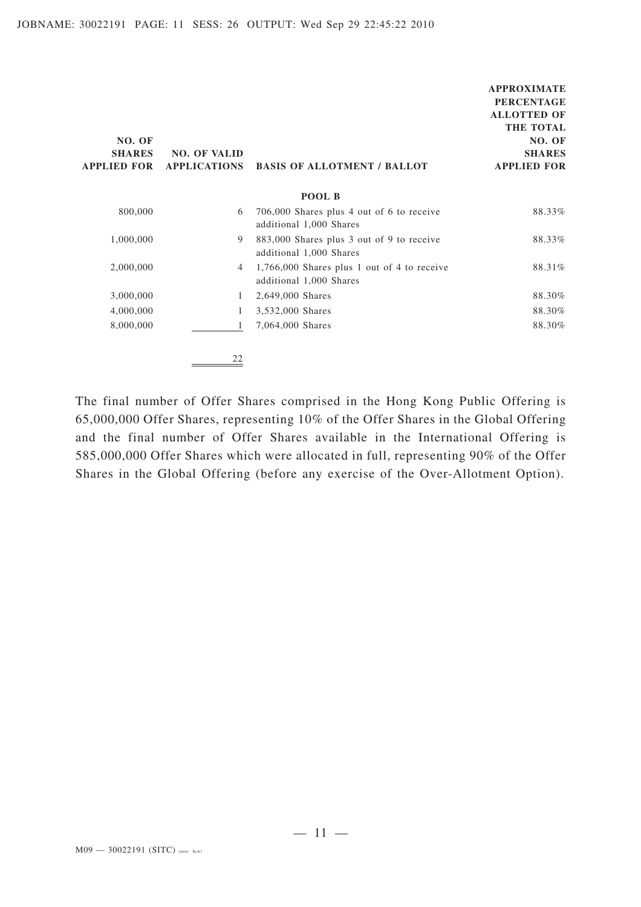| NO. OF SHARES APPLIED FOR | NO. OF VALID APPLICATIONS | BASIS OF ALLOTMENT / BALLOT | APPROXIMATE PERCENTAGE ALLOTTED OF THE TOTAL NO. OF SHARES APPLIED FOR |
|---|---|---|---|
| | | **POOL B** | |
| 800,000 | 6 | 706,000 Shares plus 4 out of 6 to receive additional 1,000 Shares | 88.33% |
| 1,000,000 | 9 | 883,000 Shares plus 3 out of 9 to receive additional 1,000 Shares | 88.33% |
| 2,000,000 | 4 | 1,766,000 Shares plus 1 out of 4 to receive additional 1,000 Shares | 88.31% |
| 3,000,000 | 1 | 2,649,000 Shares | 88.30% |
| 4,000,000 | 1 | 3,532,000 Shares | 88.30% |
| 8,000,000 | 1 | 7,064,000 Shares | 88.30% |
| | 22 | | |

The final number of Offer Shares comprised in the Hong Kong Public Offering is 65,000,000 Offer Shares, representing 10% of the Offer Shares in the Global Offering and the final number of Offer Shares available in the International Offering is 585,000,000 Offer Shares which were allocated in full, representing 90% of the Offer Shares in the Global Offering (before any exercise of the Over-Allotment Option).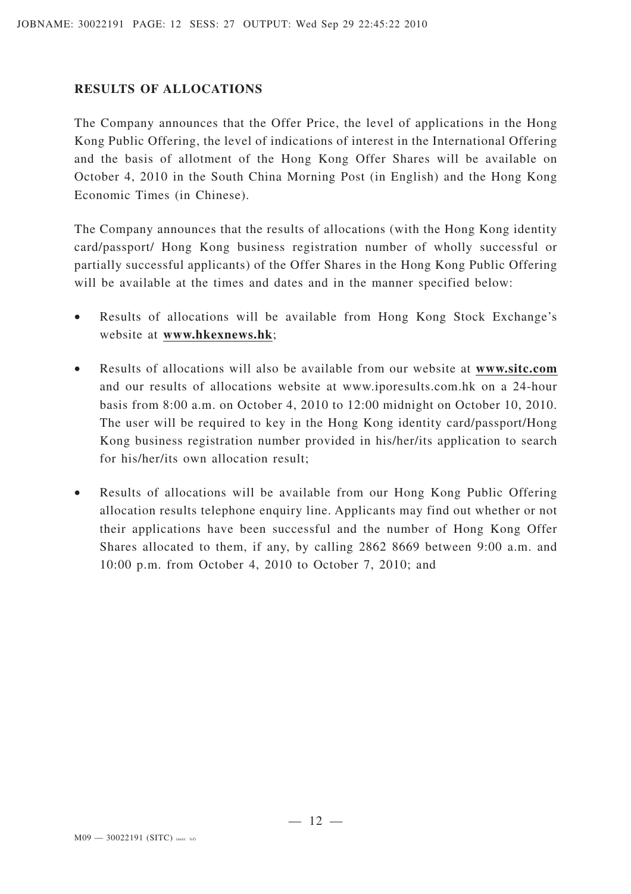## RESULTS OF ALLOCATIONS

The Company announces that the Offer Price, the level of applications in the Hong Kong Public Offering, the level of indications of interest in the International Offering and the basis of allotment of the Hong Kong Offer Shares will be available on October 4, 2010 in the South China Morning Post (in English) and the Hong Kong Economic Times (in Chinese).

The Company announces that the results of allocations (with the Hong Kong identity card/passport/ Hong Kong business registration number of wholly successful or partially successful applicants) of the Offer Shares in the Hong Kong Public Offering will be available at the times and dates and in the manner specified below:

- Results of allocations will be available from Hong Kong Stock Exchange's website at **www.hkexnews.hk**;
- Results of allocations will also be available from our website at **www.sitc.com** and our results of allocations website at www.iporesults.com.hk on a 24-hour basis from 8:00 a.m. on October 4, 2010 to 12:00 midnight on October 10, 2010. The user will be required to key in the Hong Kong identity card/passport/Hong Kong business registration number provided in his/her/its application to search for his/her/its own allocation result;
- Results of allocations will be available from our Hong Kong Public Offering allocation results telephone enquiry line. Applicants may find out whether or not their applications have been successful and the number of Hong Kong Offer Shares allocated to them, if any, by calling 2862 8669 between 9:00 a.m. and 10:00 p.m. from October 4, 2010 to October 7, 2010; and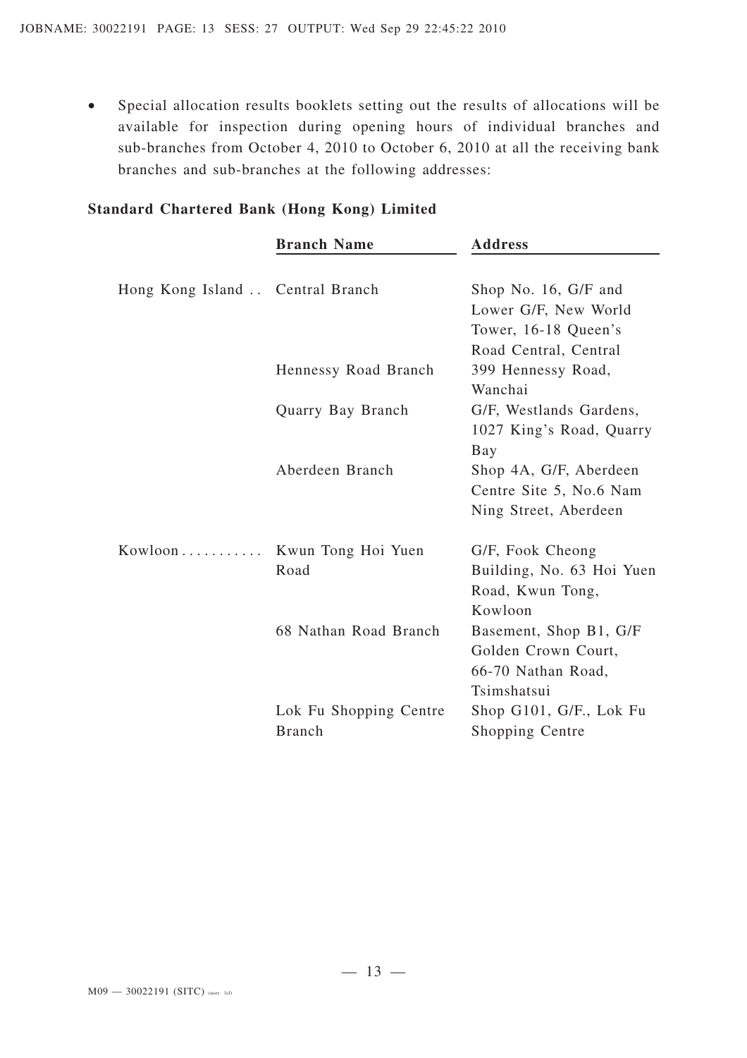- Special allocation results booklets setting out the results of allocations will be available for inspection during opening hours of individual branches and sub-branches from October 4, 2010 to October 6, 2010 at all the receiving bank branches and sub-branches at the following addresses:

**Standard Chartered Bank (Hong Kong) Limited**

| | Branch Name | Address |
|---|---|---|
| Hong Kong Island | Central Branch | Shop No. 16, G/F and Lower G/F, New World Tower, 16-18 Queen's Road Central, Central |
| | Hennessy Road Branch | 399 Hennessy Road, Wanchai |
| | Quarry Bay Branch | G/F, Westlands Gardens, 1027 King's Road, Quarry Bay |
| | Aberdeen Branch | Shop 4A, G/F, Aberdeen Centre Site 5, No.6 Nam Ning Street, Aberdeen |
| Kowloon | Kwun Tong Hoi Yuen Road | G/F, Fook Cheong Building, No. 63 Hoi Yuen Road, Kwun Tong, Kowloon |
| | 68 Nathan Road Branch | Basement, Shop B1, G/F Golden Crown Court, 66-70 Nathan Road, Tsimshatsui |
| | Lok Fu Shopping Centre Branch | Shop G101, G/F., Lok Fu Shopping Centre |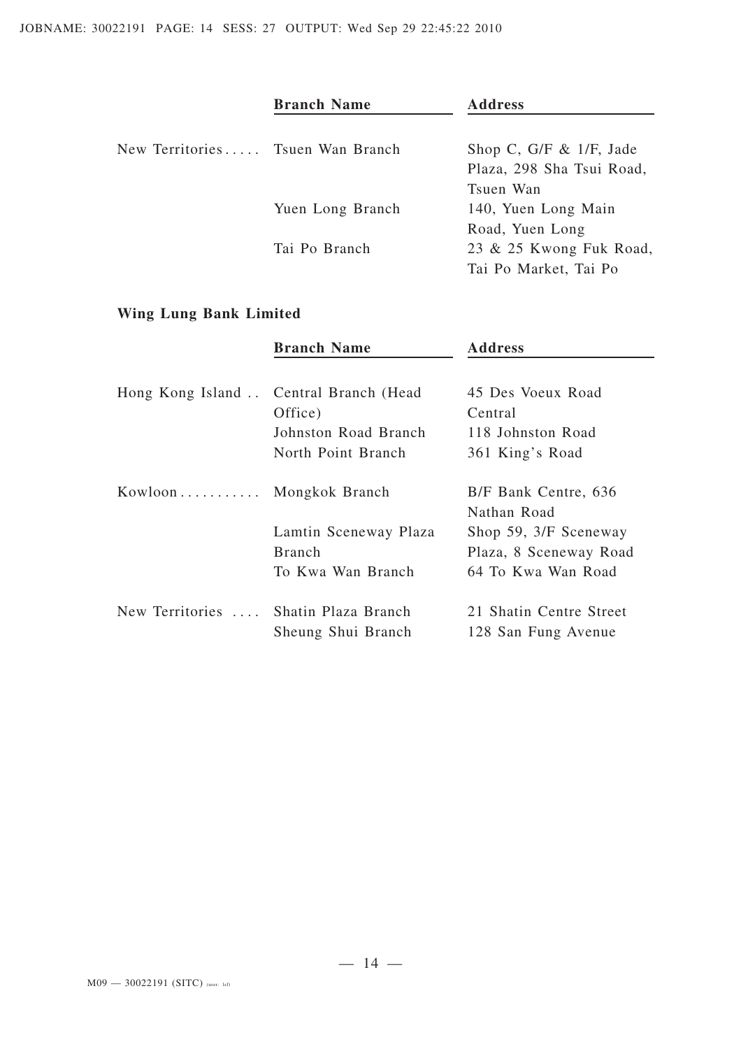| | Branch Name | Address |
|---|---|---|
| New Territories | Tsuen Wan Branch | Shop C, G/F & 1/F, Jade Plaza, 298 Sha Tsui Road, Tsuen Wan |
| | Yuen Long Branch | 140, Yuen Long Main Road, Yuen Long |
| | Tai Po Branch | 23 & 25 Kwong Fuk Road, Tai Po Market, Tai Po |

**Wing Lung Bank Limited**

| | Branch Name | Address |
|---|---|---|
| Hong Kong Island | Central Branch (Head Office) | 45 Des Voeux Road Central |
| | Johnston Road Branch | 118 Johnston Road |
| | North Point Branch | 361 King's Road |
| Kowloon | Mongkok Branch | B/F Bank Centre, 636 Nathan Road |
| | Lamtin Sceneway Plaza Branch | Shop 59, 3/F Sceneway Plaza, 8 Sceneway Road |
| | To Kwa Wan Branch | 64 To Kwa Wan Road |
| New Territories | Shatin Plaza Branch | 21 Shatin Centre Street |
| | Sheung Shui Branch | 128 San Fung Avenue |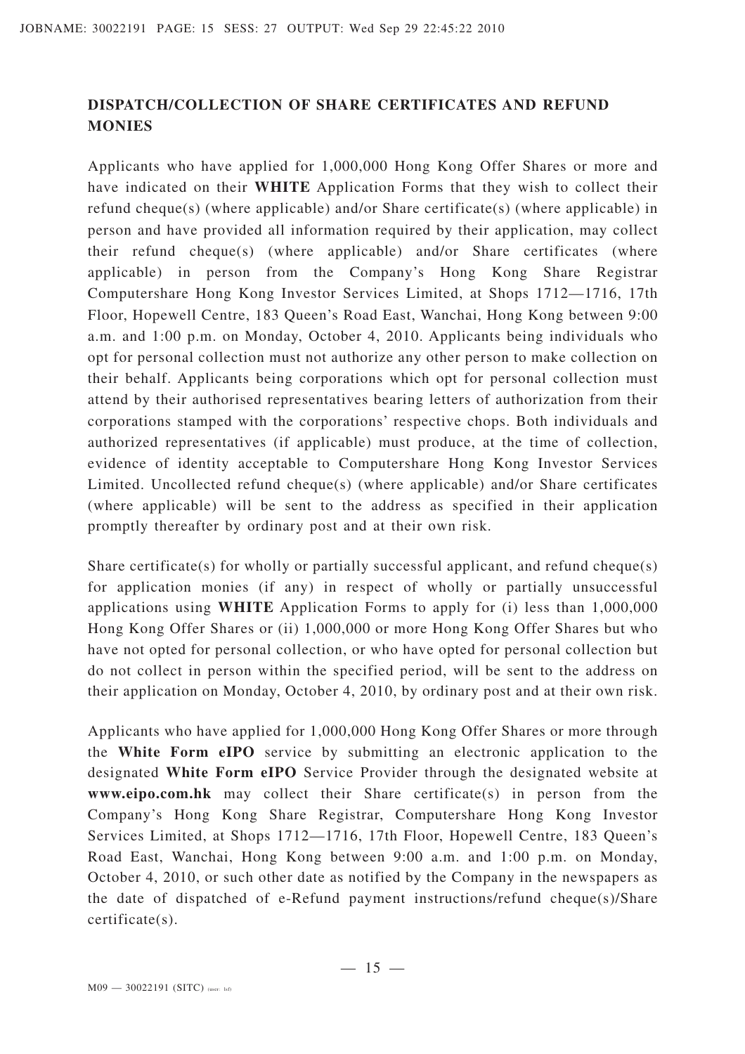## DISPATCH/COLLECTION OF SHARE CERTIFICATES AND REFUND MONIES

Applicants who have applied for 1,000,000 Hong Kong Offer Shares or more and have indicated on their **WHITE** Application Forms that they wish to collect their refund cheque(s) (where applicable) and/or Share certificate(s) (where applicable) in person and have provided all information required by their application, may collect their refund cheque(s) (where applicable) and/or Share certificates (where applicable) in person from the Company's Hong Kong Share Registrar Computershare Hong Kong Investor Services Limited, at Shops 1712—1716, 17th Floor, Hopewell Centre, 183 Queen's Road East, Wanchai, Hong Kong between 9:00 a.m. and 1:00 p.m. on Monday, October 4, 2010. Applicants being individuals who opt for personal collection must not authorize any other person to make collection on their behalf. Applicants being corporations which opt for personal collection must attend by their authorised representatives bearing letters of authorization from their corporations stamped with the corporations' respective chops. Both individuals and authorized representatives (if applicable) must produce, at the time of collection, evidence of identity acceptable to Computershare Hong Kong Investor Services Limited. Uncollected refund cheque(s) (where applicable) and/or Share certificates (where applicable) will be sent to the address as specified in their application promptly thereafter by ordinary post and at their own risk.

Share certificate(s) for wholly or partially successful applicant, and refund cheque(s) for application monies (if any) in respect of wholly or partially unsuccessful applications using **WHITE** Application Forms to apply for (i) less than 1,000,000 Hong Kong Offer Shares or (ii) 1,000,000 or more Hong Kong Offer Shares but who have not opted for personal collection, or who have opted for personal collection but do not collect in person within the specified period, will be sent to the address on their application on Monday, October 4, 2010, by ordinary post and at their own risk.

Applicants who have applied for 1,000,000 Hong Kong Offer Shares or more through the **White Form eIPO** service by submitting an electronic application to the designated **White Form eIPO** Service Provider through the designated website at **www.eipo.com.hk** may collect their Share certificate(s) in person from the Company's Hong Kong Share Registrar, Computershare Hong Kong Investor Services Limited, at Shops 1712—1716, 17th Floor, Hopewell Centre, 183 Queen's Road East, Wanchai, Hong Kong between 9:00 a.m. and 1:00 p.m. on Monday, October 4, 2010, or such other date as notified by the Company in the newspapers as the date of dispatched of e-Refund payment instructions/refund cheque(s)/Share certificate(s).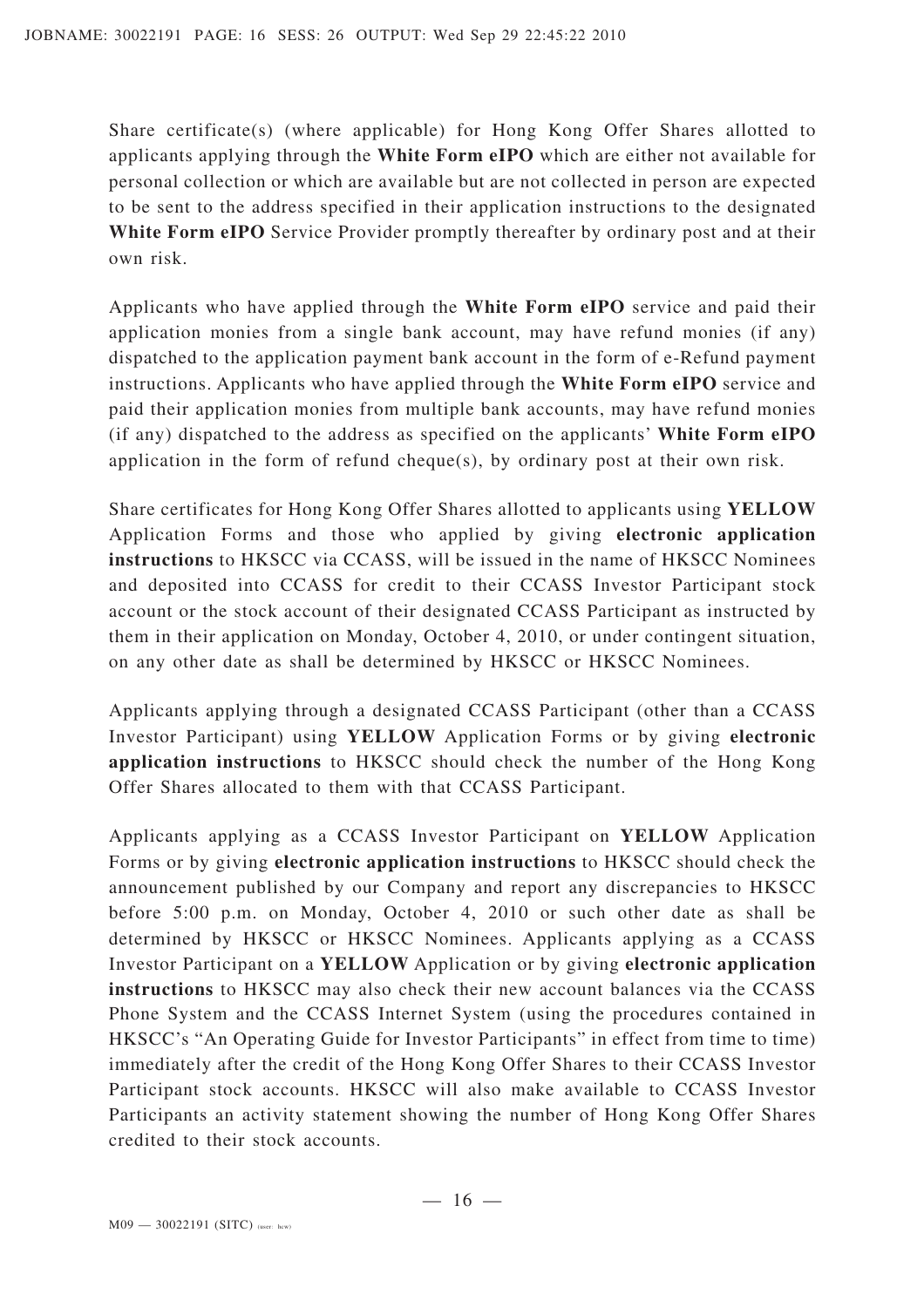Share certificate(s) (where applicable) for Hong Kong Offer Shares allotted to applicants applying through the **White Form eIPO** which are either not available for personal collection or which are available but are not collected in person are expected to be sent to the address specified in their application instructions to the designated **White Form eIPO** Service Provider promptly thereafter by ordinary post and at their own risk.

Applicants who have applied through the **White Form eIPO** service and paid their application monies from a single bank account, may have refund monies (if any) dispatched to the application payment bank account in the form of e-Refund payment instructions. Applicants who have applied through the **White Form eIPO** service and paid their application monies from multiple bank accounts, may have refund monies (if any) dispatched to the address as specified on the applicants' **White Form eIPO** application in the form of refund cheque(s), by ordinary post at their own risk.

Share certificates for Hong Kong Offer Shares allotted to applicants using **YELLOW** Application Forms and those who applied by giving **electronic application instructions** to HKSCC via CCASS, will be issued in the name of HKSCC Nominees and deposited into CCASS for credit to their CCASS Investor Participant stock account or the stock account of their designated CCASS Participant as instructed by them in their application on Monday, October 4, 2010, or under contingent situation, on any other date as shall be determined by HKSCC or HKSCC Nominees.

Applicants applying through a designated CCASS Participant (other than a CCASS Investor Participant) using **YELLOW** Application Forms or by giving **electronic application instructions** to HKSCC should check the number of the Hong Kong Offer Shares allocated to them with that CCASS Participant.

Applicants applying as a CCASS Investor Participant on **YELLOW** Application Forms or by giving **electronic application instructions** to HKSCC should check the announcement published by our Company and report any discrepancies to HKSCC before 5:00 p.m. on Monday, October 4, 2010 or such other date as shall be determined by HKSCC or HKSCC Nominees. Applicants applying as a CCASS Investor Participant on a **YELLOW** Application or by giving **electronic application instructions** to HKSCC may also check their new account balances via the CCASS Phone System and the CCASS Internet System (using the procedures contained in HKSCC's "An Operating Guide for Investor Participants" in effect from time to time) immediately after the credit of the Hong Kong Offer Shares to their CCASS Investor Participant stock accounts. HKSCC will also make available to CCASS Investor Participants an activity statement showing the number of Hong Kong Offer Shares credited to their stock accounts.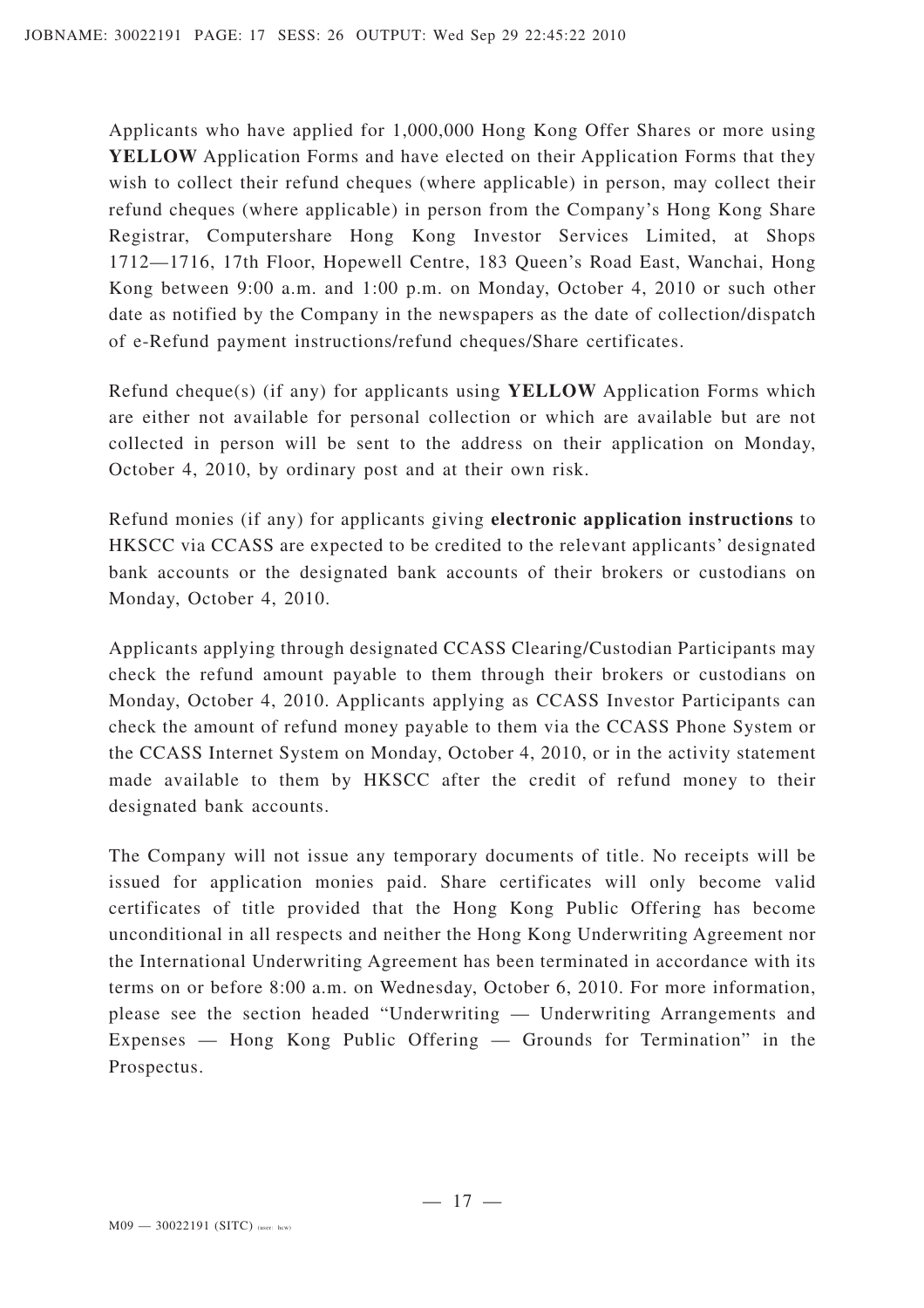Applicants who have applied for 1,000,000 Hong Kong Offer Shares or more using **YELLOW** Application Forms and have elected on their Application Forms that they wish to collect their refund cheques (where applicable) in person, may collect their refund cheques (where applicable) in person from the Company's Hong Kong Share Registrar, Computershare Hong Kong Investor Services Limited, at Shops 1712—1716, 17th Floor, Hopewell Centre, 183 Queen's Road East, Wanchai, Hong Kong between 9:00 a.m. and 1:00 p.m. on Monday, October 4, 2010 or such other date as notified by the Company in the newspapers as the date of collection/dispatch of e-Refund payment instructions/refund cheques/Share certificates.

Refund cheque(s) (if any) for applicants using **YELLOW** Application Forms which are either not available for personal collection or which are available but are not collected in person will be sent to the address on their application on Monday, October 4, 2010, by ordinary post and at their own risk.

Refund monies (if any) for applicants giving **electronic application instructions** to HKSCC via CCASS are expected to be credited to the relevant applicants' designated bank accounts or the designated bank accounts of their brokers or custodians on Monday, October 4, 2010.

Applicants applying through designated CCASS Clearing/Custodian Participants may check the refund amount payable to them through their brokers or custodians on Monday, October 4, 2010. Applicants applying as CCASS Investor Participants can check the amount of refund money payable to them via the CCASS Phone System or the CCASS Internet System on Monday, October 4, 2010, or in the activity statement made available to them by HKSCC after the credit of refund money to their designated bank accounts.

The Company will not issue any temporary documents of title. No receipts will be issued for application monies paid. Share certificates will only become valid certificates of title provided that the Hong Kong Public Offering has become unconditional in all respects and neither the Hong Kong Underwriting Agreement nor the International Underwriting Agreement has been terminated in accordance with its terms on or before 8:00 a.m. on Wednesday, October 6, 2010. For more information, please see the section headed "Underwriting — Underwriting Arrangements and Expenses — Hong Kong Public Offering — Grounds for Termination" in the Prospectus.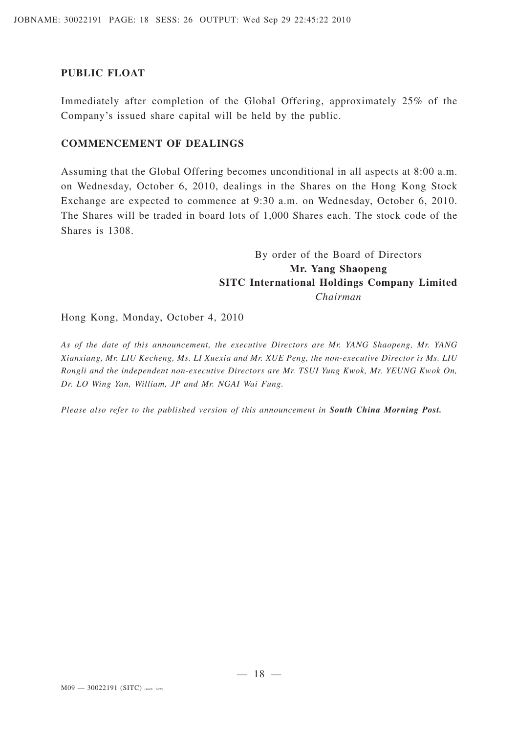## PUBLIC FLOAT

Immediately after completion of the Global Offering, approximately 25% of the Company's issued share capital will be held by the public.

## COMMENCEMENT OF DEALINGS

Assuming that the Global Offering becomes unconditional in all aspects at 8:00 a.m. on Wednesday, October 6, 2010, dealings in the Shares on the Hong Kong Stock Exchange are expected to commence at 9:30 a.m. on Wednesday, October 6, 2010. The Shares will be traded in board lots of 1,000 Shares each. The stock code of the Shares is 1308.

By order of the Board of Directors
**Mr. Yang Shaopeng**
**SITC International Holdings Company Limited**
*Chairman*

Hong Kong, Monday, October 4, 2010

*As of the date of this announcement, the executive Directors are Mr. YANG Shaopeng, Mr. YANG Xianxiang, Mr. LIU Kecheng, Ms. LI Xuexia and Mr. XUE Peng, the non-executive Director is Ms. LIU Rongli and the independent non-executive Directors are Mr. TSUI Yung Kwok, Mr. YEUNG Kwok On, Dr. LO Wing Yan, William, JP and Mr. NGAI Wai Fung.*

*Please also refer to the published version of this announcement in* ***South China Morning Post.***